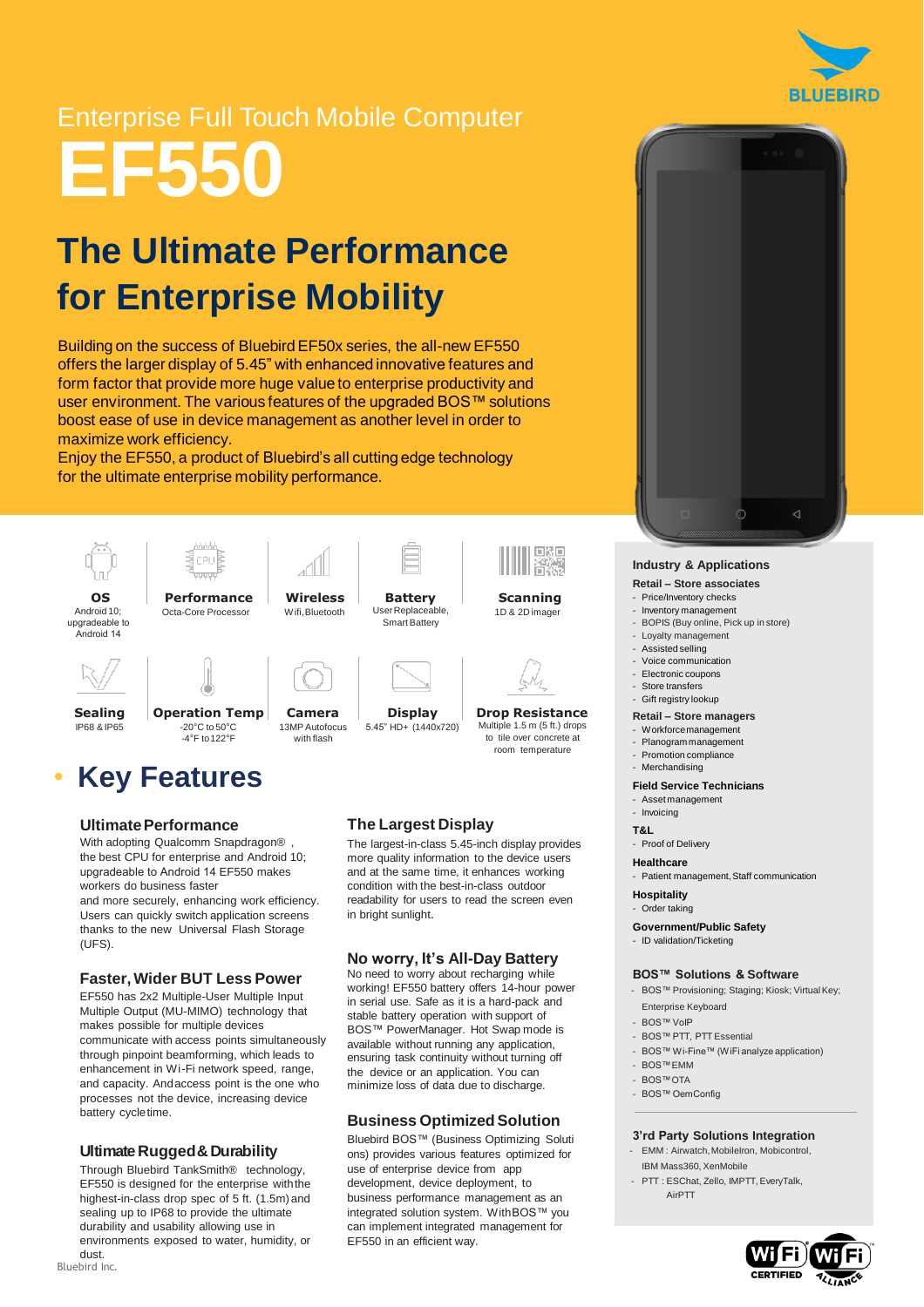BLUEBIRD

Enterprise Full Touch Mobile Computer

# EF550

## The Ultimate Performance for Enterprise Mobility

Building on the success of Bluebird EF50x series, the all-new EF550 offers the larger display of 5.45" with enhanced innovative features and form factor that provide more huge value to enterprise productivity and user environment. The various features of the upgraded BOS™ solutions boost ease of use in device management as another level in order to maximize work efficiency.
Enjoy the EF550, a product of Bluebird's all cutting edge technology for the ultimate enterprise mobility performance.

**OS**
Android 10; upgradeable to Android 14

**Performance**
Octa-Core Processor

**Wireless**
Wifi, Bluetooth

**Battery**
User Replaceable, Smart Battery

**Scanning**
1D & 2D imager

**Sealing**
IP68 & IP65

**Operation Temp**
-20°C to 50°C
-4°F to 122°F

**Camera**
13MP Autofocus with flash

**Display**
5.45" HD+ (1440x720)

**Drop Resistance**
Multiple 1.5 m (5 ft.) drops to tile over concrete at room temperature

## Key Features

### Ultimate Performance

With adopting Qualcomm Snapdragon® , the best CPU for enterprise and Android 10; upgradeable to Android 14 EF550 makes workers do business faster and more securely, enhancing work efficiency. Users can quickly switch application screens thanks to the new Universal Flash Storage (UFS).

### Faster, Wider BUT Less Power

EF550 has 2x2 Multiple-User Multiple Input Multiple Output (MU-MIMO) technology that makes possible for multiple devices communicate with access points simultaneously through pinpoint beamforming, which leads to enhancement in Wi-Fi network speed, range, and capacity. And access point is the one who processes not the device, increasing device battery cycle time.

### Ultimate Rugged & Durability

Through Bluebird TankSmith® technology, EF550 is designed for the enterprise with the highest-in-class drop spec of 5 ft. (1.5m) and sealing up to IP68 to provide the ultimate durability and usability allowing use in environments exposed to water, humidity, or dust.

### The Largest Display

The largest-in-class 5.45-inch display provides more quality information to the device users and at the same time, it enhances working condition with the best-in-class outdoor readability for users to read the screen even in bright sunlight.

### No worry, It's All-Day Battery

No need to worry about recharging while working! EF550 battery offers 14-hour power in serial use. Safe as it is a hard-pack and stable battery operation with support of BOS™ PowerManager. Hot Swap mode is available without running any application, ensuring task continuity without turning off the device or an application. You can minimize loss of data due to discharge.

### Business Optimized Solution

Bluebird BOS™ (Business Optimizing Solutions) provides various features optimized for use of enterprise device from app development, device deployment, to business performance management as an integrated solution system. With BOS™ you can implement integrated management for EF550 in an efficient way.

### Industry & Applications

**Retail – Store associates**
- Price/Inventory checks
- Inventory management
- BOPIS (Buy online, Pick up in store)
- Loyalty management
- Assisted selling
- Voice communication
- Electronic coupons
- Store transfers
- Gift registry lookup

**Retail – Store managers**
- Workforce management
- Planogram management
- Promotion compliance
- Merchandising

**Field Service Technicians**
- Asset management
- Invoicing

**T&L**
- Proof of Delivery

**Healthcare**
- Patient management, Staff communication

**Hospitality**
- Order taking

**Government/Public Safety**
- ID validation/Ticketing

### BOS™ Solutions & Software

- BOS™ Provisioning; Staging; Kiosk; Virtual Key; Enterprise Keyboard
- BOS™ VoIP
- BOS™ PTT, PTT Essential
- BOS™ Wi-Fine™ (WiFi analyze application)
- BOS™ EMM
- BOS™ OTA
- BOS™ OemConfig

### 3'rd Party Solutions Integration

- EMM : Airwatch, MobileIron, Mobicontrol, IBM Mass360, XenMobile
- PTT : ESChat, Zello, IMPTT, EveryTalk, AirPTT

Wi-Fi CERTIFIED · Wi-Fi ALLIANCE

Bluebird Inc.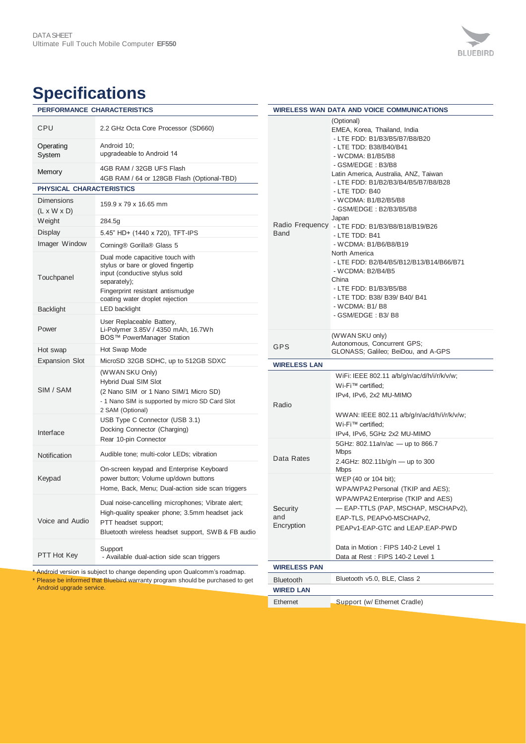# Specifications

| PERFORMANCE CHARACTERISTICS | |
|---|---|
| CPU | 2.2 GHz Octa Core Processor (SD660) |
| Operating System | Android 10; upgradeable to Android 14 |
| Memory | 4GB RAM / 32GB UFS Flash<br>4GB RAM / 64 or 128GB Flash (Optional-TBD) |

| PHYSICAL CHARACTERISTICS | |
|---|---|
| Dimensions (L x W x D) | 159.9 x 79 x 16.65 mm |
| Weight | 284.5g |
| Display | 5.45" HD+ (1440 x 720), TFT-IPS |
| Imager Window | Corning® Gorilla® Glass 5 |
| Touchpanel | Dual mode capacitive touch with stylus or bare or gloved fingertip input (conductive stylus sold separately);<br>Fingerprint resistant antismudge coating water droplet rejection |
| Backlight | LED backlight |
| Power | User Replaceable Battery, Li-Polymer 3.85V / 4350 mAh, 16.7Wh<br>BOS™ PowerManager Station |
| Hot swap | Hot Swap Mode |
| Expansion Slot | MicroSD 32GB SDHC, up to 512GB SDXC |
| SIM / SAM | (WWAN SKU Only)<br>Hybrid Dual SIM Slot<br>(2 Nano SIM or 1 Nano SIM/1 Micro SD)<br>- 1 Nano SIM is supported by micro SD Card Slot<br>2 SAM (Optional) |
| Interface | USB Type C Connector (USB 3.1)<br>Docking Connector (Charging)<br>Rear 10-pin Connector |
| Notification | Audible tone; multi-color LEDs; vibration |
| Keypad | On-screen keypad and Enterprise Keyboard<br>power button; Volume up/down buttons<br>Home, Back, Menu; Dual-action side scan triggers |
| Voice and Audio | Dual noise-cancelling microphones; Vibrate alert;<br>High-quality speaker phone; 3.5mm headset jack<br>PTT headset support;<br>Bluetooth wireless headset support, SWB & FB audio |
| PTT Hot Key | Support<br>- Available dual-action side scan triggers |

* Android version is subject to change depending upon Qualcomm's roadmap.
* Please be informed that Bluebird warranty program should be purchased to get Android upgrade service.

| WIRELESS WAN DATA AND VOICE COMMUNICATIONS | |
|---|---|
| Radio Frequency Band | (Optional)<br>EMEA, Korea, Thailand, India<br>- LTE FDD: B1/B3/B5/B7/B8/B20<br>- LTE TDD: B38/B40/B41<br>- WCDMA: B1/B5/B8<br>- GSM/EDGE : B3/B8<br>Latin America, Australia, ANZ, Taiwan<br>- LTE FDD: B1/B2/B3/B4/B5/B7/B8/B28<br>- LTE TDD: B40<br>- WCDMA: B1/B2/B5/B8<br>- GSM/EDGE : B2/B3/B5/B8<br>Japan<br>- LTE FDD: B1/B3/B8/B18/B19/B26<br>- LTE TDD: B41<br>- WCDMA: B1/B6/B8/B19<br>North America<br>- LTE FDD: B2/B4/B5/B12/B13/B14/B66/B71<br>- WCDMA: B2/B4/B5<br>China<br>- LTE FDD: B1/B3/B5/B8<br>- LTE TDD: B38/ B39/ B40/ B41<br>- WCDMA: B1/ B8<br>- GSM/EDGE : B3/ B8 |
| GPS | (WWAN SKU only)<br>Autonomous, Concurrent GPS;<br>GLONASS; Galileo; BeiDou, and A-GPS |

| WIRELESS LAN | |
|---|---|
| Radio | WiFi: IEEE 802.11 a/b/g/n/ac/d/h/i/r/k/v/w;<br>Wi-Fi™ certified;<br>IPv4, IPv6, 2x2 MU-MIMO<br><br>WWAN: IEEE 802.11 a/b/g/n/ac/d/h/i/r/k/v/w;<br>Wi-Fi™ certified;<br>IPv4, IPv6, 5GHz 2x2 MU-MIMO |
| Data Rates | 5GHz: 802.11a/n/ac — up to 866.7 Mbps<br>2.4GHz: 802.11b/g/n — up to 300 Mbps |
| Security and Encryption | WEP (40 or 104 bit);<br>WPA/WPA2 Personal (TKIP and AES);<br>WPA/WPA2 Enterprise (TKIP and AES)<br>— EAP-TTLS (PAP, MSCHAP, MSCHAPv2),<br>EAP-TLS, PEAPv0-MSCHAPv2,<br>PEAPv1-EAP-GTC and LEAP.EAP-PWD<br><br>Data in Motion : FIPS 140-2 Level 1<br>Data at Rest : FIPS 140-2 Level 1 |

| WIRELESS PAN | |
|---|---|
| Bluetooth | Bluetooth v5.0, BLE, Class 2 |

| WIRED LAN | |
|---|---|
| Ethernet | Support (w/ Ethernet Cradle) |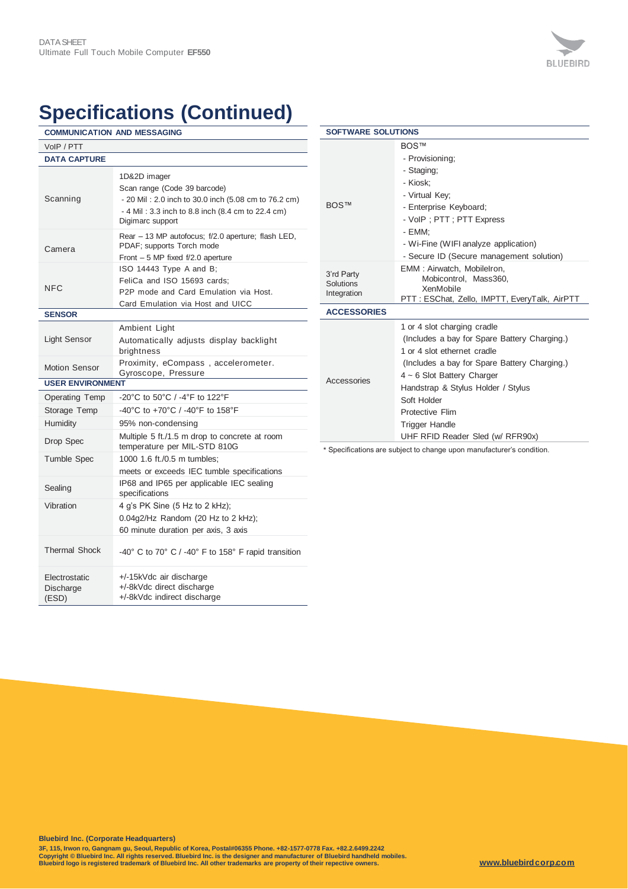# Specifications (Continued)

| COMMUNICATION AND MESSAGING | |
|---|---|
| VoIP / PTT | |
| **DATA CAPTURE** | |
| Scanning | 1D&2D imager<br>Scan range (Code 39 barcode)<br>- 20 Mil : 2.0 inch to 30.0 inch (5.08 cm to 76.2 cm)<br>- 4 Mil : 3.3 inch to 8.8 inch (8.4 cm to 22.4 cm)<br>Digimarc support |
| Camera | Rear – 13 MP autofocus; f/2.0 aperture; flash LED, PDAF; supports Torch mode<br>Front – 5 MP fixed f/2.0 aperture |
| NFC | ISO 14443 Type A and B;<br>FeliCa and ISO 15693 cards;<br>P2P mode and Card Emulation via Host.<br>Card Emulation via Host and UICC |
| **SENSOR** | |
| Light Sensor | Ambient Light<br>Automatically adjusts display backlight brightness |
| Motion Sensor | Proximity, eCompass , accelerometer. Gyroscope, Pressure |
| **USER ENVIRONMENT** | |
| Operating Temp | -20°C to 50°C / -4°F to 122°F |
| Storage Temp | -40°C to +70°C / -40°F to 158°F |
| Humidity | 95% non-condensing |
| Drop Spec | Multiple 5 ft./1.5 m drop to concrete at room temperature per MIL-STD 810G |
| Tumble Spec | 1000 1.6 ft./0.5 m tumbles;<br>meets or exceeds IEC tumble specifications |
| Sealing | IP68 and IP65 per applicable IEC sealing specifications |
| Vibration | 4 g's PK Sine (5 Hz to 2 kHz);<br>0.04g2/Hz Random (20 Hz to 2 kHz);<br>60 minute duration per axis, 3 axis |
| Thermal Shock | -40° C to 70° C / -40° F to 158° F rapid transition |
| Electrostatic Discharge (ESD) | +/-15kVdc air discharge<br>+/-8kVdc direct discharge<br>+/-8kVdc indirect discharge |

| SOFTWARE SOLUTIONS | |
|---|---|
| BOS™ | BOS™<br>- Provisioning;<br>- Staging;<br>- Kiosk;<br>- Virtual Key;<br>- Enterprise Keyboard;<br>- VoIP ; PTT ; PTT Express<br>- EMM;<br>- Wi-Fine (WIFI analyze application)<br>- Secure ID (Secure management solution) |
| 3'rd Party Solutions Integration | EMM : Airwatch, MobileIron, Mobicontrol, Mass360, XenMobile<br>PTT : ESChat, Zello, IMPTT, EveryTalk, AirPTT |
| **ACCESSORIES** | |
| Accessories | 1 or 4 slot charging cradle<br>(Includes a bay for Spare Battery Charging.)<br>1 or 4 slot ethernet cradle<br>(Includes a bay for Spare Battery Charging.)<br>4 ~ 6 Slot Battery Charger<br>Handstrap & Stylus Holder / Stylus<br>Soft Holder<br>Protective Flim<br>Trigger Handle<br>UHF RFID Reader Sled (w/ RFR90x) |

* Specifications are subject to change upon manufacturer's condition.

**Bluebird Inc. (Corporate Headquarters)**

**3F, 115, Irwon ro, Gangnam gu, Seoul, Republic of Korea, Postal#06355 Phone. +82-1577-0778 Fax. +82.2.6499.2242**
**Copyright © Bluebird Inc. All rights reserved. Bluebird Inc. is the designer and manufacturer of Bluebird handheld mobiles.**
**Bluebird logo is registered trademark of Bluebird Inc. All other trademarks are property of their repective owners.**

**www.bluebirdcorp.com**